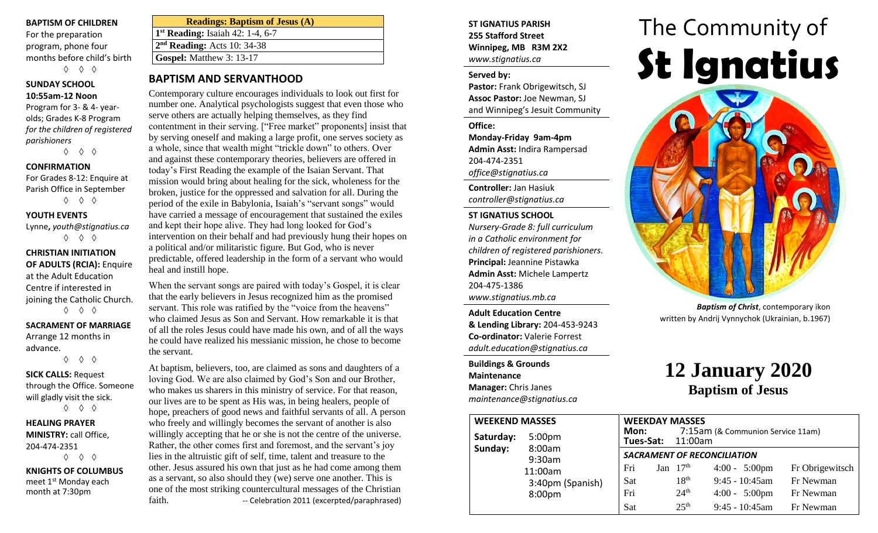**BAPTISM OF CHILDREN**
For the preparation program, phone four months before child's birth

◊ ◊ ◊

**SUNDAY SCHOOL**
**10:55am-12 Noon**
Program for 3- & 4- year-olds; Grades K-8 Program *for the children of registered parishioners*

◊ ◊ ◊

**CONFIRMATION**
For Grades 8-12: Enquire at Parish Office in September

◊ ◊ ◊

**YOUTH EVENTS**
Lynne**,** *youth@stignatius.ca*

◊ ◊ ◊

**CHRISTIAN INITIATION OF ADULTS (RCIA):** Enquire at the Adult Education Centre if interested in joining the Catholic Church.

◊ ◊ ◊

**SACRAMENT OF MARRIAGE**
Arrange 12 months in advance.

◊ ◊ ◊

**SICK CALLS:** Request through the Office. Someone will gladly visit the sick.

◊ ◊ ◊

**HEALING PRAYER MINISTRY:** call Office, 204-474-2351

◊ ◊ ◊

**KNIGHTS OF COLUMBUS**
meet 1st Monday each month at 7:30pm

| Readings: Baptism of Jesus (A) |
|---|
| **1st Reading:** Isaiah 42: 1-4, 6-7 |
| **2nd Reading:** Acts 10: 34-38 |
| **Gospel:** Matthew 3: 13-17 |

## BAPTISM AND SERVANTHOOD

Contemporary culture encourages individuals to look out first for number one. Analytical psychologists suggest that even those who serve others are actually helping themselves, as they find contentment in their serving. ["Free market" proponents] insist that by serving oneself and making a large profit, one serves society as a whole, since that wealth might "trickle down" to others. Over and against these contemporary theories, believers are offered in today's First Reading the example of the Isaian Servant. That mission would bring about healing for the sick, wholeness for the broken, justice for the oppressed and salvation for all. During the period of the exile in Babylonia, Isaiah's "servant songs" would have carried a message of encouragement that sustained the exiles and kept their hope alive. They had long looked for God's intervention on their behalf and had previously hung their hopes on a political and/or militaristic figure. But God, who is never predictable, offered leadership in the form of a servant who would heal and instill hope.

When the servant songs are paired with today's Gospel, it is clear that the early believers in Jesus recognized him as the promised servant. This role was ratified by the "voice from the heavens" who claimed Jesus as Son and Servant. How remarkable it is that of all the roles Jesus could have made his own, and of all the ways he could have realized his messianic mission, he chose to become the servant.

At baptism, believers, too, are claimed as sons and daughters of a loving God. We are also claimed by God's Son and our Brother, who makes us sharers in this ministry of service. For that reason, our lives are to be spent as His was, in being healers, people of hope, preachers of good news and faithful servants of all. A person who freely and willingly becomes the servant of another is also willingly accepting that he or she is not the centre of the universe. Rather, the other comes first and foremost, and the servant's joy lies in the altruistic gift of self, time, talent and treasure to the other. Jesus assured his own that just as he had come among them as a servant, so also should they (we) serve one another. This is one of the most striking countercultural messages of the Christian faith. -- Celebration 2011 (excerpted/paraphrased)

**ST IGNATIUS PARISH**
**255 Stafford Street**
**Winnipeg, MB R3M 2X2**
*www.stignatius.ca*

**Served by:**
**Pastor:** Frank Obrigewitsch, SJ
**Assoc Pastor:** Joe Newman, SJ
and Winnipeg's Jesuit Community

**Office:**
**Monday-Friday 9am-4pm**
**Admin Asst:** Indira Rampersad
204-474-2351
*office@stignatius.ca*

**Controller:** Jan Hasiuk
*controller@stignatius.ca*

**ST IGNATIUS SCHOOL**
*Nursery-Grade 8: full curriculum in a Catholic environment for children of registered parishioners.*
**Principal:** Jeannine Pistawka
**Admin Asst:** Michele Lampertz
204-475-1386
*www.stignatius.mb.ca*

**Adult Education Centre & Lending Library:** 204-453-9243
**Co-ordinator:** Valerie Forrest
*adult.education@stignatius.ca*

**Buildings & Grounds Maintenance Manager:** Chris Janes
*maintenance@stignatius.ca*

# The Community of St Ignatius

***Baptism of Christ***, contemporary ikon written by Andrij Vynnychok (Ukrainian, b.1967)

## 12 January 2020
### Baptism of Jesus

**WEEKEND MASSES**

| | |
|---|---|
| **Saturday:** | 5:00pm |
| **Sunday:** | 8:00am |
| | 9:30am |
| | 11:00am |
| | 3:40pm (Spanish) |
| | 8:00pm |

**WEEKDAY MASSES**
**Mon:** 7:15am (& Communion Service 11am)
**Tues-Sat:** 11:00am

***SACRAMENT OF RECONCILIATION***

| | | | |
|---|---|---|---|
| Fri | Jan 17th | 4:00 - 5:00pm | Fr Obrigewitsch |
| Sat | 18th | 9:45 - 10:45am | Fr Newman |
| Fri | 24th | 4:00 - 5:00pm | Fr Newman |
| Sat | 25th | 9:45 - 10:45am | Fr Newman |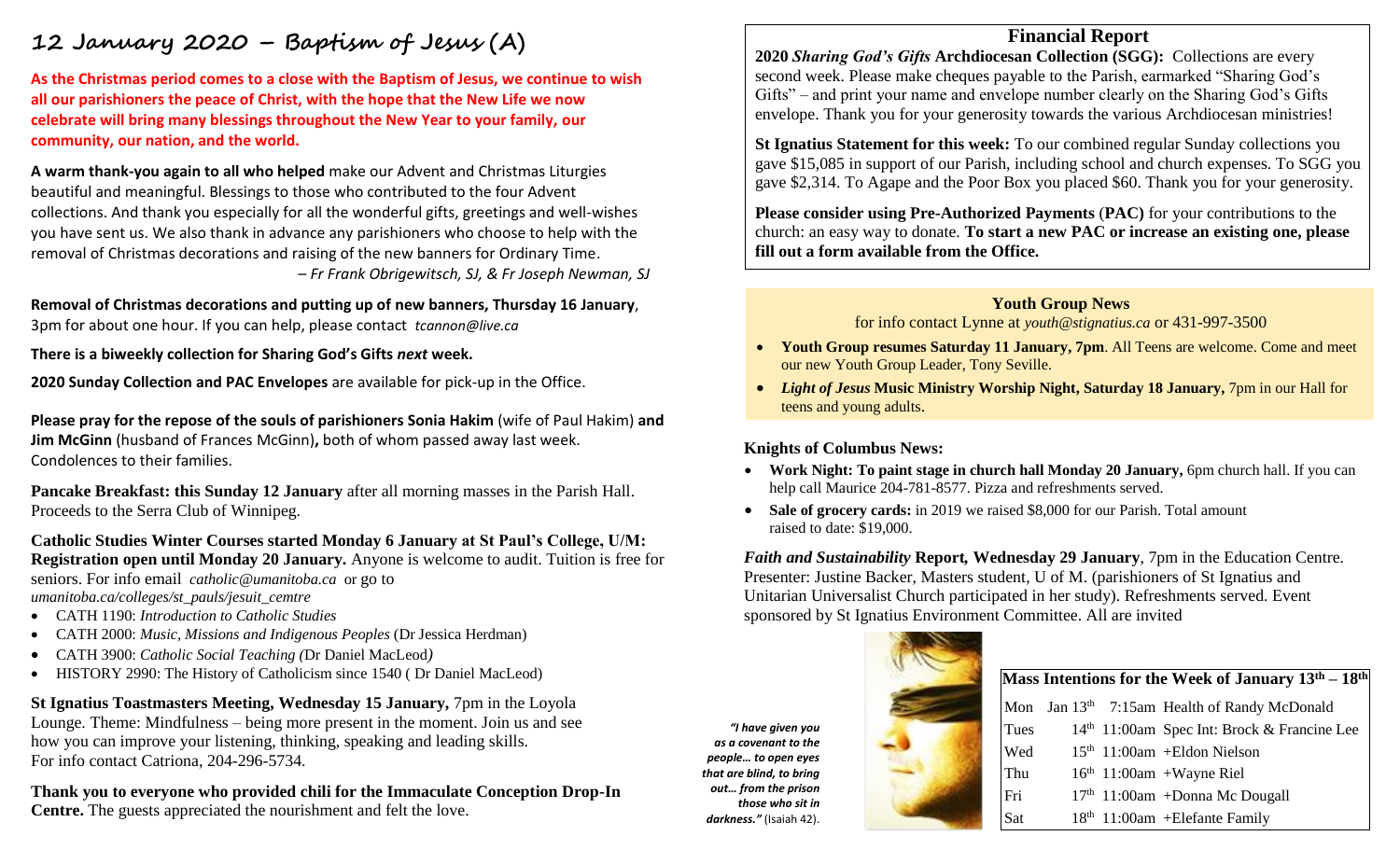# 12 January 2020 – Baptism of Jesus (A)

**As the Christmas period comes to a close with the Baptism of Jesus, we continue to wish all our parishioners the peace of Christ, with the hope that the New Life we now celebrate will bring many blessings throughout the New Year to your family, our community, our nation, and the world.**

**A warm thank-you again to all who helped** make our Advent and Christmas Liturgies beautiful and meaningful. Blessings to those who contributed to the four Advent collections. And thank you especially for all the wonderful gifts, greetings and well-wishes you have sent us. We also thank in advance any parishioners who choose to help with the removal of Christmas decorations and raising of the new banners for Ordinary Time.

*– Fr Frank Obrigewitsch, SJ, & Fr Joseph Newman, SJ*

**Removal of Christmas decorations and putting up of new banners, Thursday 16 January**, 3pm for about one hour. If you can help, please contact *tcannon@live.ca*

**There is a biweekly collection for Sharing God's Gifts *next* week.**

**2020 Sunday Collection and PAC Envelopes** are available for pick-up in the Office.

**Please pray for the repose of the souls of parishioners Sonia Hakim** (wife of Paul Hakim) **and Jim McGinn** (husband of Frances McGinn)**,** both of whom passed away last week. Condolences to their families.

**Pancake Breakfast: this Sunday 12 January** after all morning masses in the Parish Hall. Proceeds to the Serra Club of Winnipeg.

**Catholic Studies Winter Courses started Monday 6 January at St Paul's College, U/M: Registration open until Monday 20 January.** Anyone is welcome to audit. Tuition is free for seniors. For info email *catholic@umanitoba.ca* or go to *umanitoba.ca/colleges/st_pauls/jesuit_cemtre*

- CATH 1190: *Introduction to Catholic Studies*
- CATH 2000: *Music, Missions and Indigenous Peoples* (Dr Jessica Herdman)
- CATH 3900: *Catholic Social Teaching (*Dr Daniel MacLeod*)*
- HISTORY 2990: The History of Catholicism since 1540 ( Dr Daniel MacLeod)

**St Ignatius Toastmasters Meeting, Wednesday 15 January,** 7pm in the Loyola Lounge. Theme: Mindfulness – being more present in the moment. Join us and see how you can improve your listening, thinking, speaking and leading skills. For info contact Catriona, 204-296-5734.

**Thank you to everyone who provided chili for the Immaculate Conception Drop-In Centre.** The guests appreciated the nourishment and felt the love.

## Financial Report

**2020 *Sharing God's Gifts* Archdiocesan Collection (SGG):** Collections are every second week. Please make cheques payable to the Parish, earmarked "Sharing God's Gifts" – and print your name and envelope number clearly on the Sharing God's Gifts envelope. Thank you for your generosity towards the various Archdiocesan ministries!

**St Ignatius Statement for this week:** To our combined regular Sunday collections you gave $15,085 in support of our Parish, including school and church expenses. To SGG you gave $2,314. To Agape and the Poor Box you placed $60. Thank you for your generosity.

**Please consider using Pre-Authorized Payments** (**PAC)** for your contributions to the church: an easy way to donate. **To start a new PAC or increase an existing one, please fill out a form available from the Office.**

## Youth Group News

for info contact Lynne at *youth@stignatius.ca* or 431-997-3500

- **Youth Group resumes Saturday 11 January, 7pm**. All Teens are welcome. Come and meet our new Youth Group Leader, Tony Seville.
- ***Light of Jesus* Music Ministry Worship Night, Saturday 18 January,** 7pm in our Hall for teens and young adults.

### Knights of Columbus News:

- **Work Night: To paint stage in church hall Monday 20 January,** 6pm church hall. If you can help call Maurice 204-781-8577. Pizza and refreshments served.
- **Sale of grocery cards:** in 2019 we raised $8,000 for our Parish. Total amount raised to date: $19,000.

***Faith and Sustainability* Report, Wednesday 29 January**, 7pm in the Education Centre. Presenter: Justine Backer, Masters student, U of M. (parishioners of St Ignatius and Unitarian Universalist Church participated in her study). Refreshments served. Event sponsored by St Ignatius Environment Committee. All are invited

***"I have given you as a covenant to the people… to open eyes that are blind, to bring out… from the prison those who sit in darkness."*** (Isaiah 42).

### Mass Intentions for the Week of January 13th – 18th

| | | | |
|---|---|---|---|
| Mon | Jan 13th | 7:15am | Health of Randy McDonald |
| Tues | 14th | 11:00am | Spec Int: Brock & Francine Lee |
| Wed | 15th | 11:00am | +Eldon Nielson |
| Thu | 16th | 11:00am | +Wayne Riel |
| Fri | 17th | 11:00am | +Donna Mc Dougall |
| Sat | 18th | 11:00am | +Elefante Family |